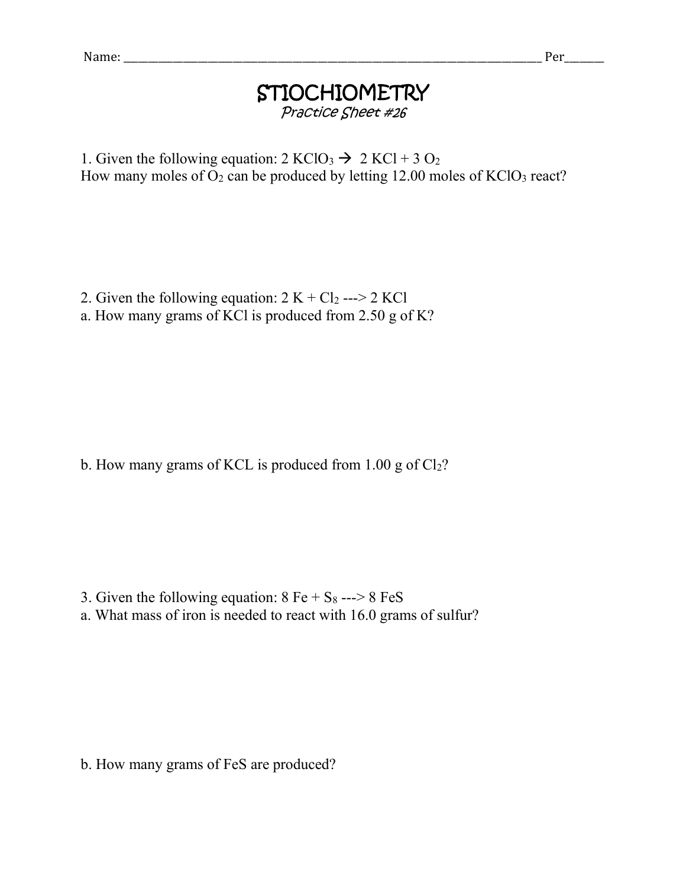Name: ______________________________________________________________ Per______

# STIOCHIOMETRY

*Practice Sheet #26*

1. Given the following equation: $2\ KClO_3 \rightarrow 2\ KCl + 3\ O_2$
How many moles of $O_2$ can be produced by letting 12.00 moles of $KClO_3$ react?

2. Given the following equation: $2\ K + Cl_2 \text{ ---> } 2\ KCl$
a. How many grams of KCl is produced from 2.50 g of K?

b. How many grams of KCL is produced from 1.00 g of $Cl_2$?

3. Given the following equation: $8\ Fe + S_8 \text{ ---> } 8\ FeS$
a. What mass of iron is needed to react with 16.0 grams of sulfur?

b. How many grams of FeS are produced?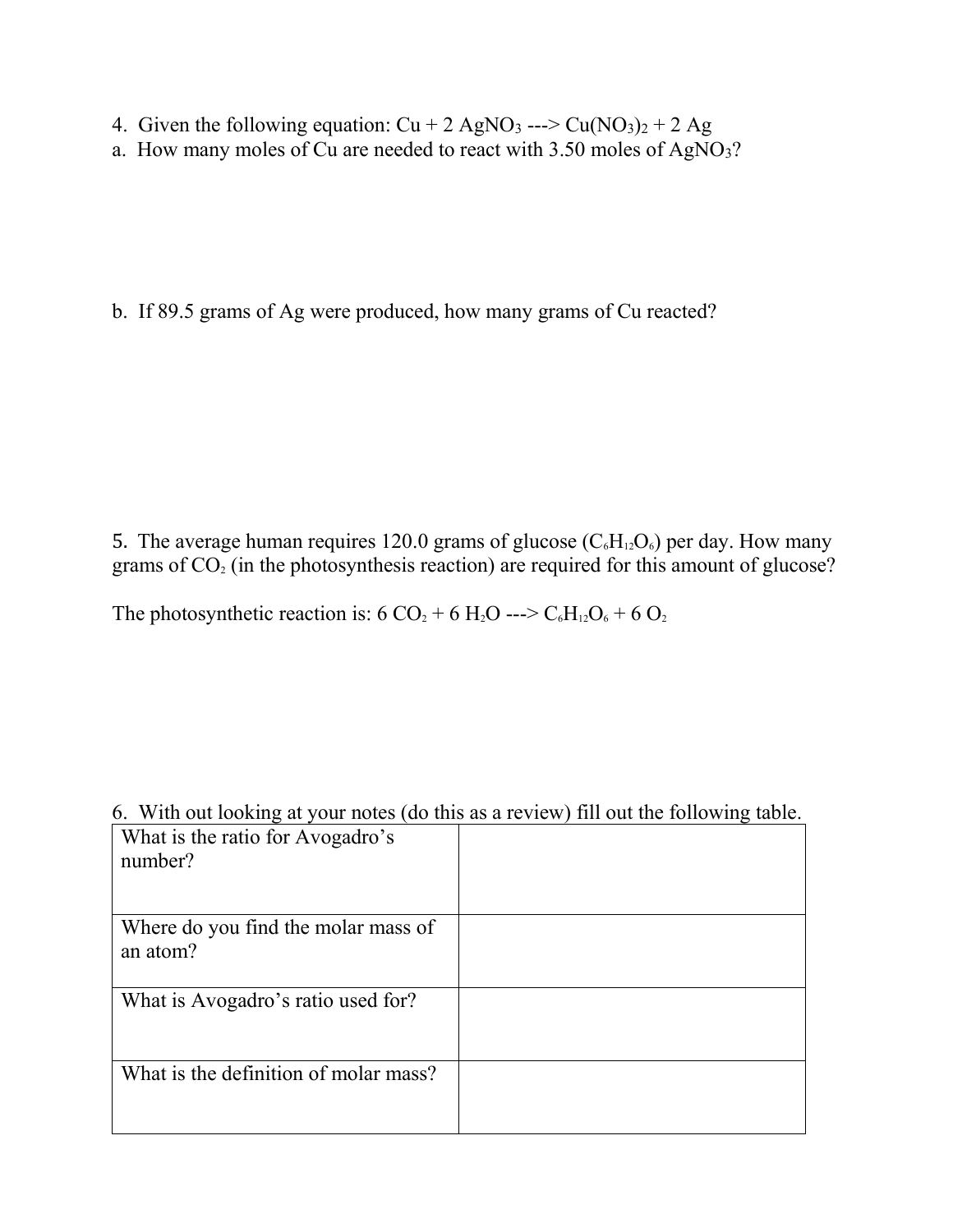4. Given the following equation: $Cu + 2\ AgNO_3 \text{ ---> } Cu(NO_3)_2 + 2\ Ag$

a. How many moles of Cu are needed to react with 3.50 moles of $AgNO_3$?

b. If 89.5 grams of Ag were produced, how many grams of Cu reacted?

5. The average human requires 120.0 grams of glucose ($C_6H_{12}O_6$) per day. How many grams of $CO_2$ (in the photosynthesis reaction) are required for this amount of glucose?

The photosynthetic reaction is: $6\ CO_2 + 6\ H_2O \text{ ---> } C_6H_{12}O_6 + 6\ O_2$

6. With out looking at your notes (do this as a review) fill out the following table.

| | |
|---|---|
| What is the ratio for Avogadro's number? | |
| Where do you find the molar mass of an atom? | |
| What is Avogadro's ratio used for? | |
| What is the definition of molar mass? | |